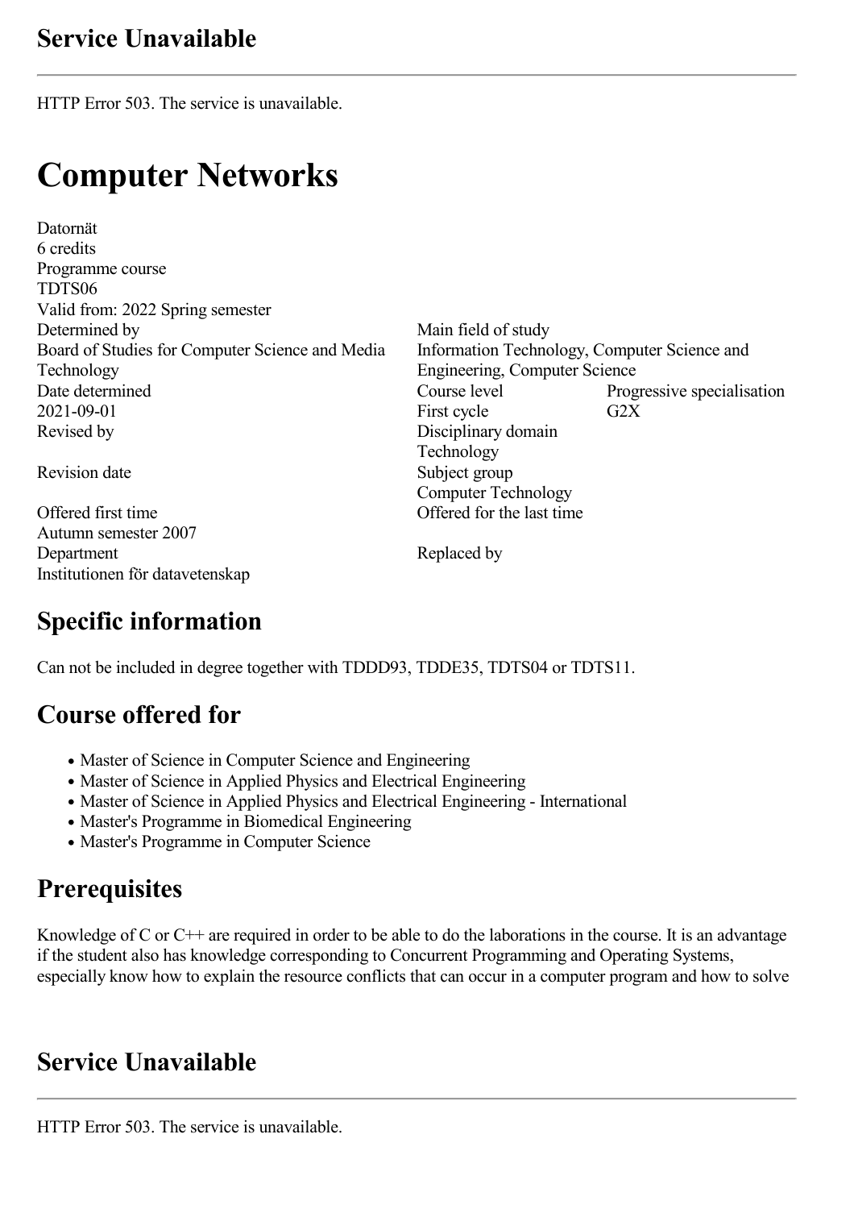## Service Unavailable

---

HTTP Error 503. The service is unavailable.

# Computer Networks

Datornät
6 credits
Programme course
TDTS06
Valid from: 2022 Spring semester

| | | |
|---|---|---|
| Determined by<br>Board of Studies for Computer Science and Media Technology | Main field of study<br>Information Technology, Computer Science and Engineering, Computer Science | |
| Date determined<br>2021-09-01 | Course level<br>First cycle | Progressive specialisation<br>G2X |
| Revised by | Disciplinary domain<br>Technology | |
| Revision date | Subject group<br>Computer Technology | |
| Offered first time<br>Autumn semester 2007 | Offered for the last time | |
| Department<br>Institutionen för datavetenskap | Replaced by | |

## Specific information

Can not be included in degree together with TDDD93, TDDE35, TDTS04 or TDTS11.

## Course offered for

- Master of Science in Computer Science and Engineering
- Master of Science in Applied Physics and Electrical Engineering
- Master of Science in Applied Physics and Electrical Engineering - International
- Master's Programme in Biomedical Engineering
- Master's Programme in Computer Science

## Prerequisites

Knowledge of C or C++ are required in order to be able to do the laborations in the course. It is an advantage if the student also has knowledge corresponding to Concurrent Programming and Operating Systems, especially know how to explain the resource conflicts that can occur in a computer program and how to solve

## Service Unavailable

---

HTTP Error 503. The service is unavailable.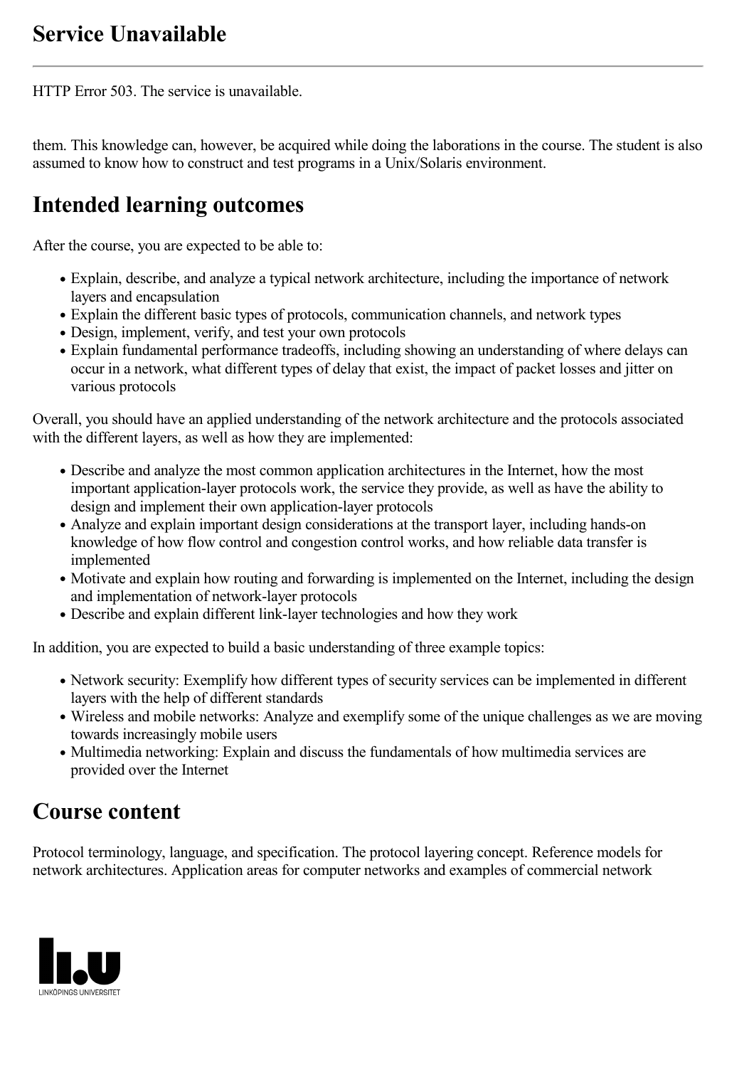# Service Unavailable

HTTP Error 503. The service is unavailable.

them. This knowledge can, however, be acquired while doing the laborations in the course. The student is also assumed to know how to construct and test programs in a Unix/Solaris environment.

## Intended learning outcomes

After the course, you are expected to be able to:

- Explain, describe, and analyze a typical network architecture, including the importance of network layers and encapsulation
- Explain the different basic types of protocols, communication channels, and network types
- Design, implement, verify, and test your own protocols
- Explain fundamental performance tradeoffs, including showing an understanding of where delays can occur in a network, what different types of delay that exist, the impact of packet losses and jitter on various protocols

Overall, you should have an applied understanding of the network architecture and the protocols associated with the different layers, as well as how they are implemented:

- Describe and analyze the most common application architectures in the Internet, how the most important application-layer protocols work, the service they provide, as well as have the ability to design and implement their own application-layer protocols
- Analyze and explain important design considerations at the transport layer, including hands-on knowledge of how flow control and congestion control works, and how reliable data transfer is implemented
- Motivate and explain how routing and forwarding is implemented on the Internet, including the design and implementation of network-layer protocols
- Describe and explain different link-layer technologies and how they work

In addition, you are expected to build a basic understanding of three example topics:

- Network security: Exemplify how different types of security services can be implemented in different layers with the help of different standards
- Wireless and mobile networks: Analyze and exemplify some of the unique challenges as we are moving towards increasingly mobile users
- Multimedia networking: Explain and discuss the fundamentals of how multimedia services are provided over the Internet

## Course content

Protocol terminology, language, and specification. The protocol layering concept. Reference models for network architectures. Application areas for computer networks and examples of commercial network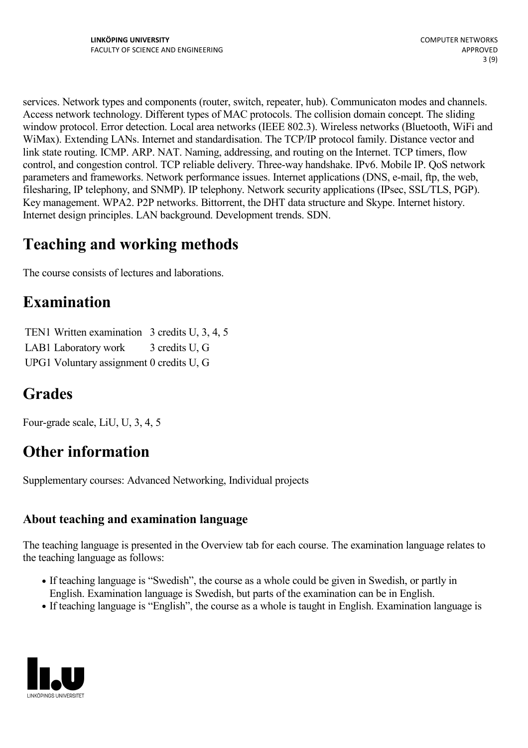services. Network types and components (router, switch, repeater, hub). Communicaton modes and channels. Access network technology. Different types of MAC protocols. The collision domain concept. The sliding window protocol. Error detection. Local area networks (IEEE 802.3). Wireless networks (Bluetooth, WiFi and WiMax). Extending LANs. Internet and standardisation. The TCP/IP protocol family. Distance vector and link state routing. ICMP. ARP. NAT. Naming, addressing, and routing on the Internet. TCP timers, flow control, and congestion control. TCP reliable delivery. Three-way handshake. IPv6. Mobile IP. QoS network parameters and frameworks. Network performance issues. Internet applications (DNS, e-mail, ftp, the web, filesharing, IP telephony, and SNMP). IP telephony. Network security applications (IPsec, SSL/TLS, PGP). Key management. WPA2. P2P networks. Bittorrent, the DHT data structure and Skype. Internet history. Internet design principles. LAN background. Development trends. SDN.

# Teaching and working methods

The course consists of lectures and laborations.

# Examination

| | | |
|---|---|---|
| TEN1 | Written examination | 3 credits U, 3, 4, 5 |
| LAB1 | Laboratory work | 3 credits U, G |
| UPG1 | Voluntary assignment | 0 credits U, G |

# Grades

Four-grade scale, LiU, U, 3, 4, 5

# Other information

Supplementary courses: Advanced Networking, Individual projects

## About teaching and examination language

The teaching language is presented in the Overview tab for each course. The examination language relates to the teaching language as follows:

- If teaching language is "Swedish", the course as a whole could be given in Swedish, or partly in English. Examination language is Swedish, but parts of the examination can be in English.
- If teaching language is "English", the course as a whole is taught in English. Examination language is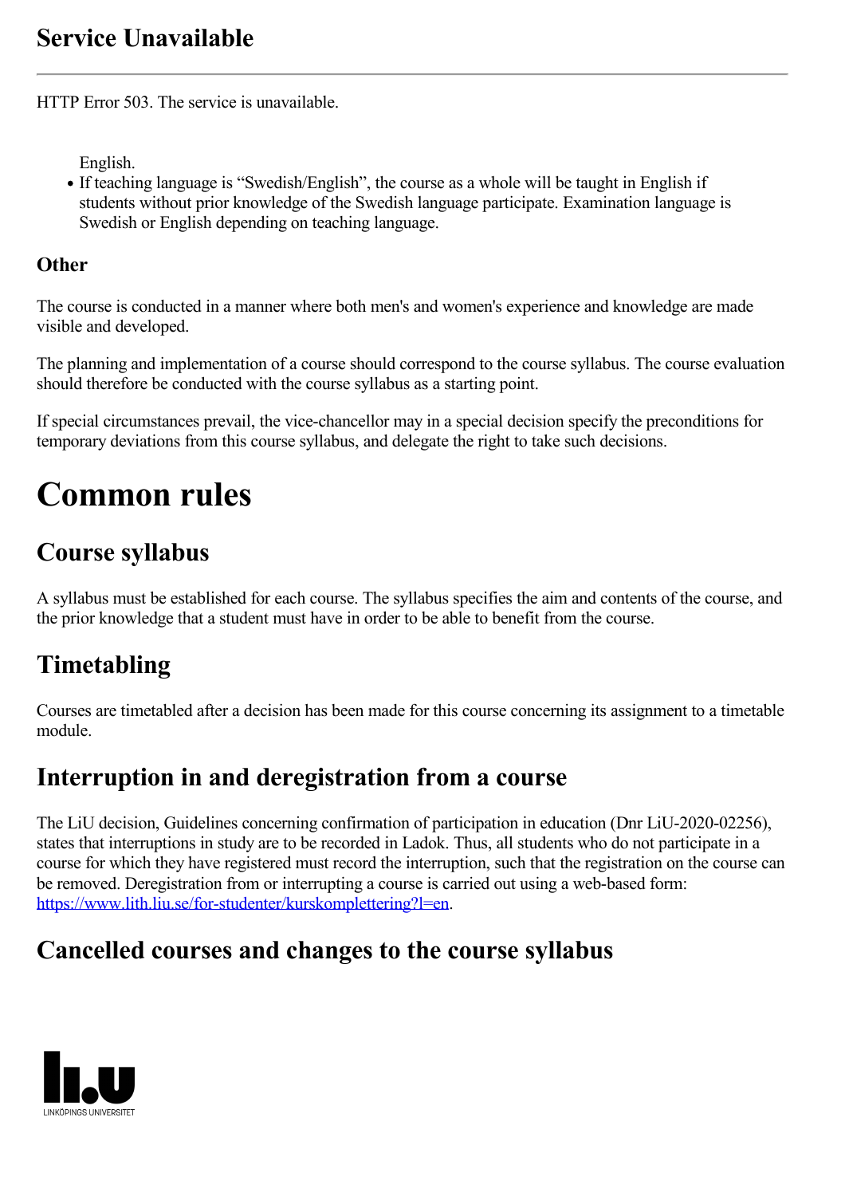## Service Unavailable

---

HTTP Error 503. The service is unavailable.

English.

- If teaching language is “Swedish/English”, the course as a whole will be taught in English if students without prior knowledge of the Swedish language participate. Examination language is Swedish or English depending on teaching language.

### Other

The course is conducted in a manner where both men's and women's experience and knowledge are made visible and developed.

The planning and implementation of a course should correspond to the course syllabus. The course evaluation should therefore be conducted with the course syllabus as a starting point.

If special circumstances prevail, the vice-chancellor may in a special decision specify the preconditions for temporary deviations from this course syllabus, and delegate the right to take such decisions.

# Common rules

## Course syllabus

A syllabus must be established for each course. The syllabus specifies the aim and contents of the course, and the prior knowledge that a student must have in order to be able to benefit from the course.

## Timetabling

Courses are timetabled after a decision has been made for this course concerning its assignment to a timetable module.

## Interruption in and deregistration from a course

The LiU decision, Guidelines concerning confirmation of participation in education (Dnr LiU-2020-02256), states that interruptions in study are to be recorded in Ladok. Thus, all students who do not participate in a course for which they have registered must record the interruption, such that the registration on the course can be removed. Deregistration from or interrupting a course is carried out using a web-based form: https://www.lith.liu.se/for-studenter/kurskomplettering?l=en.

## Cancelled courses and changes to the course syllabus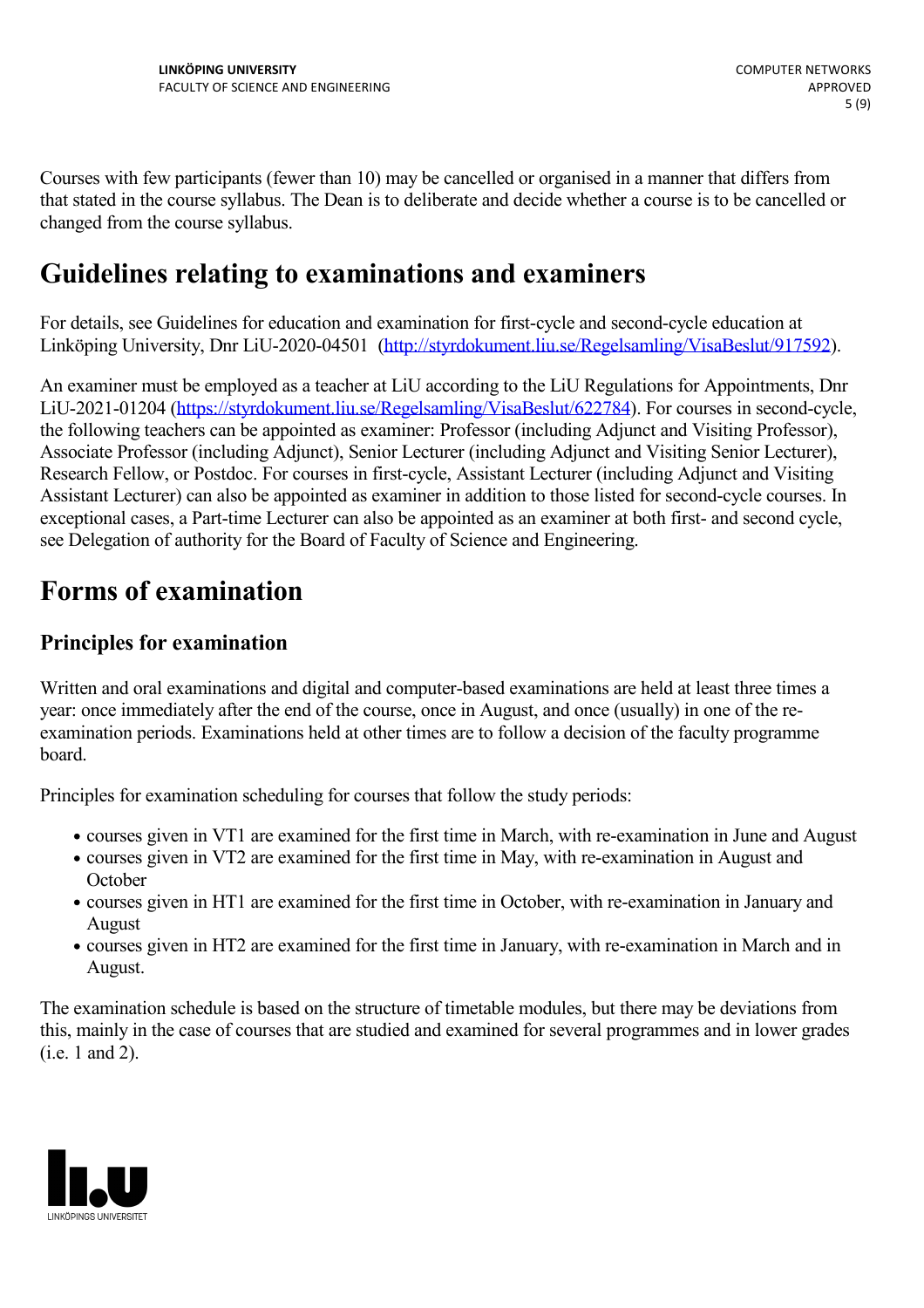Courses with few participants (fewer than 10) may be cancelled or organised in a manner that differs from that stated in the course syllabus. The Dean is to deliberate and decide whether a course is to be cancelled or changed from the course syllabus.

# Guidelines relating to examinations and examiners

For details, see Guidelines for education and examination for first-cycle and second-cycle education at Linköping University, Dnr LiU-2020-04501 (http://styrdokument.liu.se/Regelsamling/VisaBeslut/917592).

An examiner must be employed as a teacher at LiU according to the LiU Regulations for Appointments, Dnr LiU-2021-01204 (https://styrdokument.liu.se/Regelsamling/VisaBeslut/622784). For courses in second-cycle, the following teachers can be appointed as examiner: Professor (including Adjunct and Visiting Professor), Associate Professor (including Adjunct), Senior Lecturer (including Adjunct and Visiting Senior Lecturer), Research Fellow, or Postdoc. For courses in first-cycle, Assistant Lecturer (including Adjunct and Visiting Assistant Lecturer) can also be appointed as examiner in addition to those listed for second-cycle courses. In exceptional cases, a Part-time Lecturer can also be appointed as an examiner at both first- and second cycle, see Delegation of authority for the Board of Faculty of Science and Engineering.

# Forms of examination

## Principles for examination

Written and oral examinations and digital and computer-based examinations are held at least three times a year: once immediately after the end of the course, once in August, and once (usually) in one of the re-examination periods. Examinations held at other times are to follow a decision of the faculty programme board.

Principles for examination scheduling for courses that follow the study periods:

- courses given in VT1 are examined for the first time in March, with re-examination in June and August
- courses given in VT2 are examined for the first time in May, with re-examination in August and October
- courses given in HT1 are examined for the first time in October, with re-examination in January and August
- courses given in HT2 are examined for the first time in January, with re-examination in March and in August.

The examination schedule is based on the structure of timetable modules, but there may be deviations from this, mainly in the case of courses that are studied and examined for several programmes and in lower grades (i.e. 1 and 2).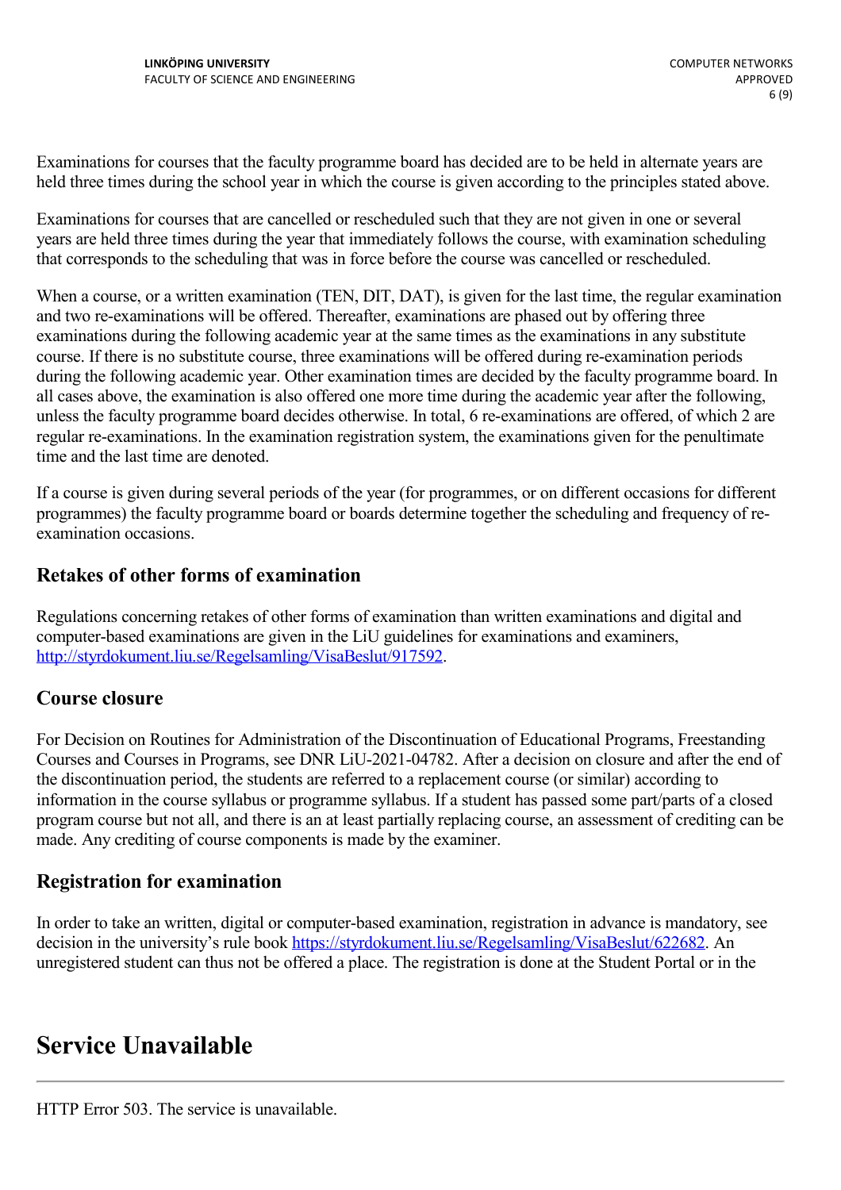Examinations for courses that the faculty programme board has decided are to be held in alternate years are held three times during the school year in which the course is given according to the principles stated above.

Examinations for courses that are cancelled or rescheduled such that they are not given in one or several years are held three times during the year that immediately follows the course, with examination scheduling that corresponds to the scheduling that was in force before the course was cancelled or rescheduled.

When a course, or a written examination (TEN, DIT, DAT), is given for the last time, the regular examination and two re-examinations will be offered. Thereafter, examinations are phased out by offering three examinations during the following academic year at the same times as the examinations in any substitute course. If there is no substitute course, three examinations will be offered during re-examination periods during the following academic year. Other examination times are decided by the faculty programme board. In all cases above, the examination is also offered one more time during the academic year after the following, unless the faculty programme board decides otherwise. In total, 6 re-examinations are offered, of which 2 are regular re-examinations. In the examination registration system, the examinations given for the penultimate time and the last time are denoted.

If a course is given during several periods of the year (for programmes, or on different occasions for different programmes) the faculty programme board or boards determine together the scheduling and frequency of re-examination occasions.

## Retakes of other forms of examination

Regulations concerning retakes of other forms of examination than written examinations and digital and computer-based examinations are given in the LiU guidelines for examinations and examiners, [http://styrdokument.liu.se/Regelsamling/VisaBeslut/917592](http://styrdokument.liu.se/Regelsamling/VisaBeslut/917592).

## Course closure

For Decision on Routines for Administration of the Discontinuation of Educational Programs, Freestanding Courses and Courses in Programs, see DNR LiU-2021-04782. After a decision on closure and after the end of the discontinuation period, the students are referred to a replacement course (or similar) according to information in the course syllabus or programme syllabus. If a student has passed some part/parts of a closed program course but not all, and there is an at least partially replacing course, an assessment of crediting can be made. Any crediting of course components is made by the examiner.

## Registration for examination

In order to take an written, digital or computer-based examination, registration in advance is mandatory, see decision in the university's rule book [https://styrdokument.liu.se/Regelsamling/VisaBeslut/622682](https://styrdokument.liu.se/Regelsamling/VisaBeslut/622682). An unregistered student can thus not be offered a place. The registration is done at the Student Portal or in the

# Service Unavailable

---

HTTP Error 503. The service is unavailable.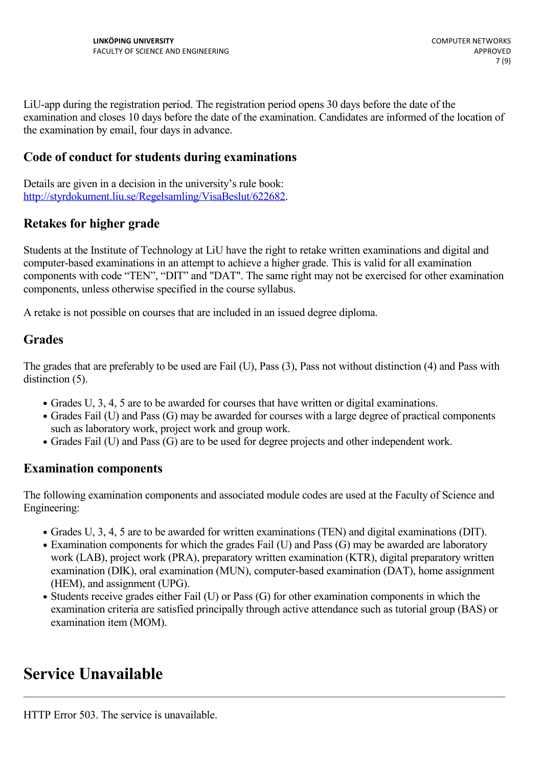LiU-app during the registration period. The registration period opens 30 days before the date of the examination and closes 10 days before the date of the examination. Candidates are informed of the location of the examination by email, four days in advance.

## Code of conduct for students during examinations

Details are given in a decision in the university's rule book: [http://styrdokument.liu.se/Regelsamling/VisaBeslut/622682](http://styrdokument.liu.se/Regelsamling/VisaBeslut/622682).

## Retakes for higher grade

Students at the Institute of Technology at LiU have the right to retake written examinations and digital and computer-based examinations in an attempt to achieve a higher grade. This is valid for all examination components with code "TEN", "DIT" and "DAT". The same right may not be exercised for other examination components, unless otherwise specified in the course syllabus.

A retake is not possible on courses that are included in an issued degree diploma.

## Grades

The grades that are preferably to be used are Fail (U), Pass (3), Pass not without distinction (4) and Pass with distinction (5).

- Grades U, 3, 4, 5 are to be awarded for courses that have written or digital examinations.
- Grades Fail (U) and Pass (G) may be awarded for courses with a large degree of practical components such as laboratory work, project work and group work.
- Grades Fail (U) and Pass (G) are to be used for degree projects and other independent work.

## Examination components

The following examination components and associated module codes are used at the Faculty of Science and Engineering:

- Grades U, 3, 4, 5 are to be awarded for written examinations (TEN) and digital examinations (DIT).
- Examination components for which the grades Fail (U) and Pass (G) may be awarded are laboratory work (LAB), project work (PRA), preparatory written examination (KTR), digital preparatory written examination (DIK), oral examination (MUN), computer-based examination (DAT), home assignment (HEM), and assignment (UPG).
- Students receive grades either Fail (U) or Pass (G) for other examination components in which the examination criteria are satisfied principally through active attendance such as tutorial group (BAS) or examination item (MOM).

# Service Unavailable

---

HTTP Error 503. The service is unavailable.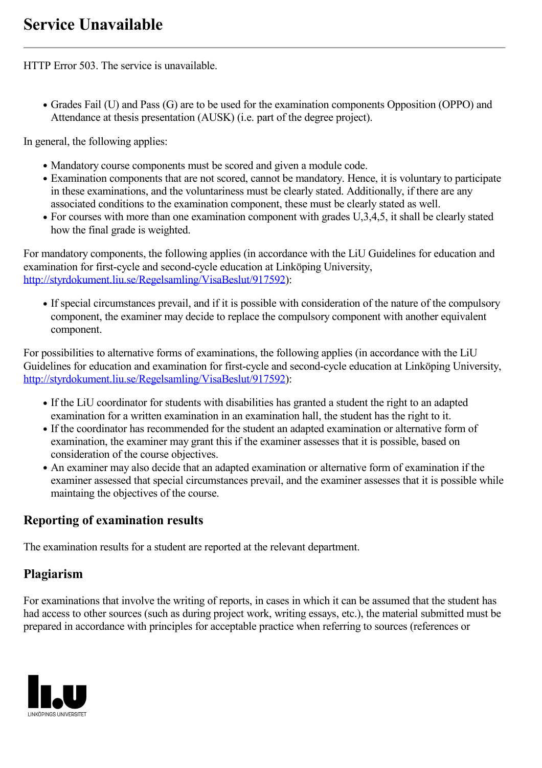# Service Unavailable

HTTP Error 503. The service is unavailable.

- Grades Fail (U) and Pass (G) are to be used for the examination components Opposition (OPPO) and Attendance at thesis presentation (AUSK) (i.e. part of the degree project).

In general, the following applies:

- Mandatory course components must be scored and given a module code.
- Examination components that are not scored, cannot be mandatory. Hence, it is voluntary to participate in these examinations, and the voluntariness must be clearly stated. Additionally, if there are any associated conditions to the examination component, these must be clearly stated as well.
- For courses with more than one examination component with grades U,3,4,5, it shall be clearly stated how the final grade is weighted.

For mandatory components, the following applies (in accordance with the LiU Guidelines for education and examination for first-cycle and second-cycle education at Linköping University, http://styrdokument.liu.se/Regelsamling/VisaBeslut/917592):

- If special circumstances prevail, and if it is possible with consideration of the nature of the compulsory component, the examiner may decide to replace the compulsory component with another equivalent component.

For possibilities to alternative forms of examinations, the following applies (in accordance with the LiU Guidelines for education and examination for first-cycle and second-cycle education at Linköping University, http://styrdokument.liu.se/Regelsamling/VisaBeslut/917592):

- If the LiU coordinator for students with disabilities has granted a student the right to an adapted examination for a written examination in an examination hall, the student has the right to it.
- If the coordinator has recommended for the student an adapted examination or alternative form of examination, the examiner may grant this if the examiner assesses that it is possible, based on consideration of the course objectives.
- An examiner may also decide that an adapted examination or alternative form of examination if the examiner assessed that special circumstances prevail, and the examiner assesses that it is possible while maintaing the objectives of the course.

## Reporting of examination results

The examination results for a student are reported at the relevant department.

## Plagiarism

For examinations that involve the writing of reports, in cases in which it can be assumed that the student has had access to other sources (such as during project work, writing essays, etc.), the material submitted must be prepared in accordance with principles for acceptable practice when referring to sources (references or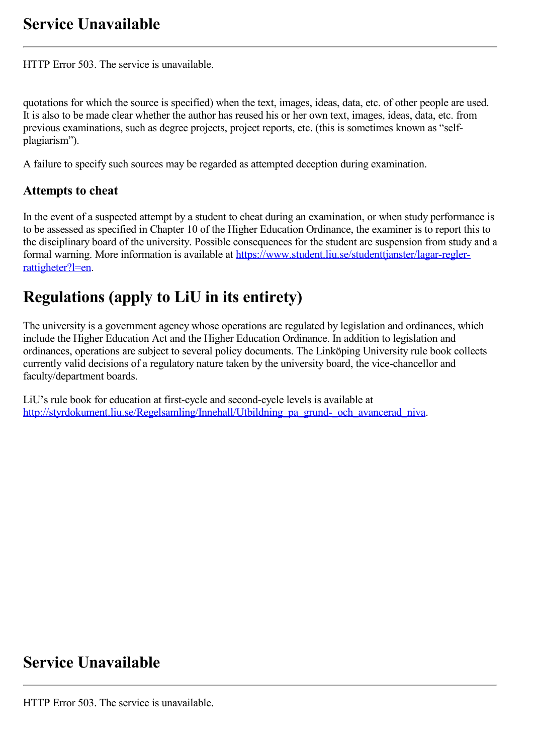# Service Unavailable

---

HTTP Error 503. The service is unavailable.

quotations for which the source is specified) when the text, images, ideas, data, etc. of other people are used. It is also to be made clear whether the author has reused his or her own text, images, ideas, data, etc. from previous examinations, such as degree projects, project reports, etc. (this is sometimes known as "self-plagiarism").

A failure to specify such sources may be regarded as attempted deception during examination.

### Attempts to cheat

In the event of a suspected attempt by a student to cheat during an examination, or when study performance is to be assessed as specified in Chapter 10 of the Higher Education Ordinance, the examiner is to report this to the disciplinary board of the university. Possible consequences for the student are suspension from study and a formal warning. More information is available at https://www.student.liu.se/studenttjanster/lagar-regler-rattigheter?l=en.

## Regulations (apply to LiU in its entirety)

The university is a government agency whose operations are regulated by legislation and ordinances, which include the Higher Education Act and the Higher Education Ordinance. In addition to legislation and ordinances, operations are subject to several policy documents. The Linköping University rule book collects currently valid decisions of a regulatory nature taken by the university board, the vice-chancellor and faculty/department boards.

LiU's rule book for education at first-cycle and second-cycle levels is available at http://styrdokument.liu.se/Regelsamling/Innehall/Utbildning_pa_grund-_och_avancerad_niva.

# Service Unavailable

---

HTTP Error 503. The service is unavailable.